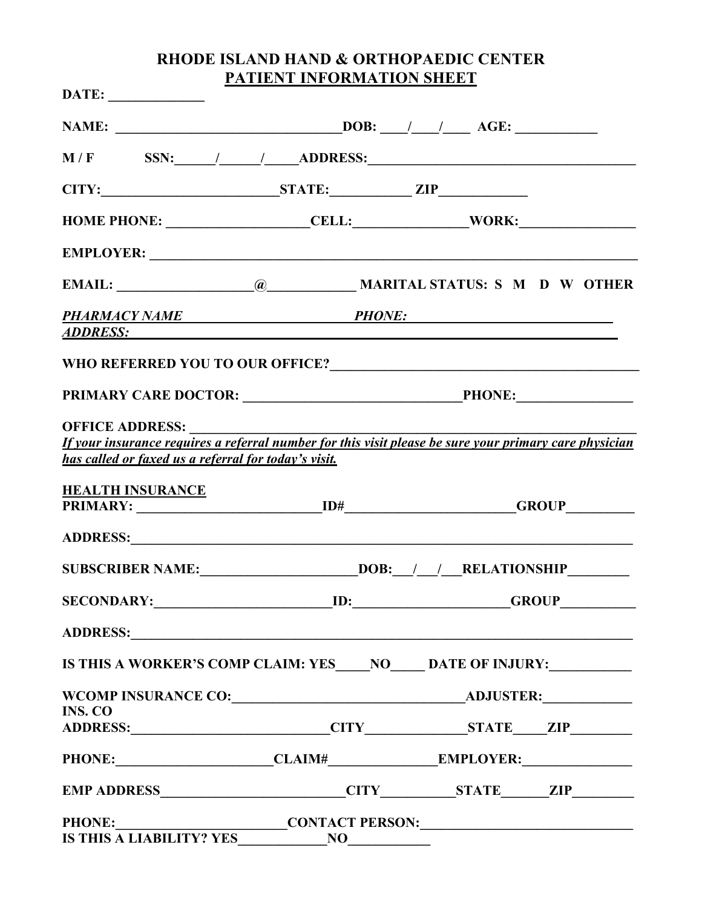# RHODE ISLAND HAND & ORTHOPAEDIC CENTER

## PATIENT INFORMATION SHEET

**DATE:** ______________

**NAME:** _________________________________ **DOB:** ____/____/____ **AGE:** ____________

**M / F** **SSN:**______/______/_____ **ADDRESS:**_______________________________________

**CITY:**__________________________ **STATE:**____________ **ZIP**_____________

**HOME PHONE:** ____________________ **CELL:**________________ **WORK:**_________________

**EMPLOYER:** ___________________________________________________________________________

**EMAIL:** ____________________@_____________ **MARITAL STATUS: S M D W OTHER**

***PHARMACY NAME*** ________________________ ***PHONE:*** ______________________________

***ADDRESS:*** ____________________________________________________________________

**WHO REFERRED YOU TO OUR OFFICE?**_____________________________________________

**PRIMARY CARE DOCTOR:** _______________________________ **PHONE:**_________________

**OFFICE ADDRESS:** _________________________________________________________________

***If your insurance requires a referral number for this visit please be sure your primary care physician has called or faxed us a referral for today's visit.***

**HEALTH INSURANCE**

**PRIMARY:** ___________________________ **ID#**________________________ **GROUP**__________

**ADDRESS:**_____________________________________________________________________________

**SUBSCRIBER NAME:**______________________ **DOB:**___/___/___ **RELATIONSHIP**_________

**SECONDARY:**_________________________ **ID:**_____________________ **GROUP**___________

**ADDRESS:**_____________________________________________________________________________

**IS THIS A WORKER'S COMP CLAIM: YES**_____ **NO**_____ **DATE OF INJURY:**____________

**WCOMP INSURANCE CO:**________________________________ **ADJUSTER:**_____________

**INS. CO ADDRESS:**____________________________ **CITY**_______________ **STATE**_____ **ZIP**_________

**PHONE:**______________________ **CLAIM#**_______________ **EMPLOYER:**________________

**EMP ADDRESS**__________________________ **CITY**__________ **STATE**_______ **ZIP**_________

**PHONE:**________________________ **CONTACT PERSON:**______________________________

**IS THIS A LIABILITY? YES**_____________ **NO**____________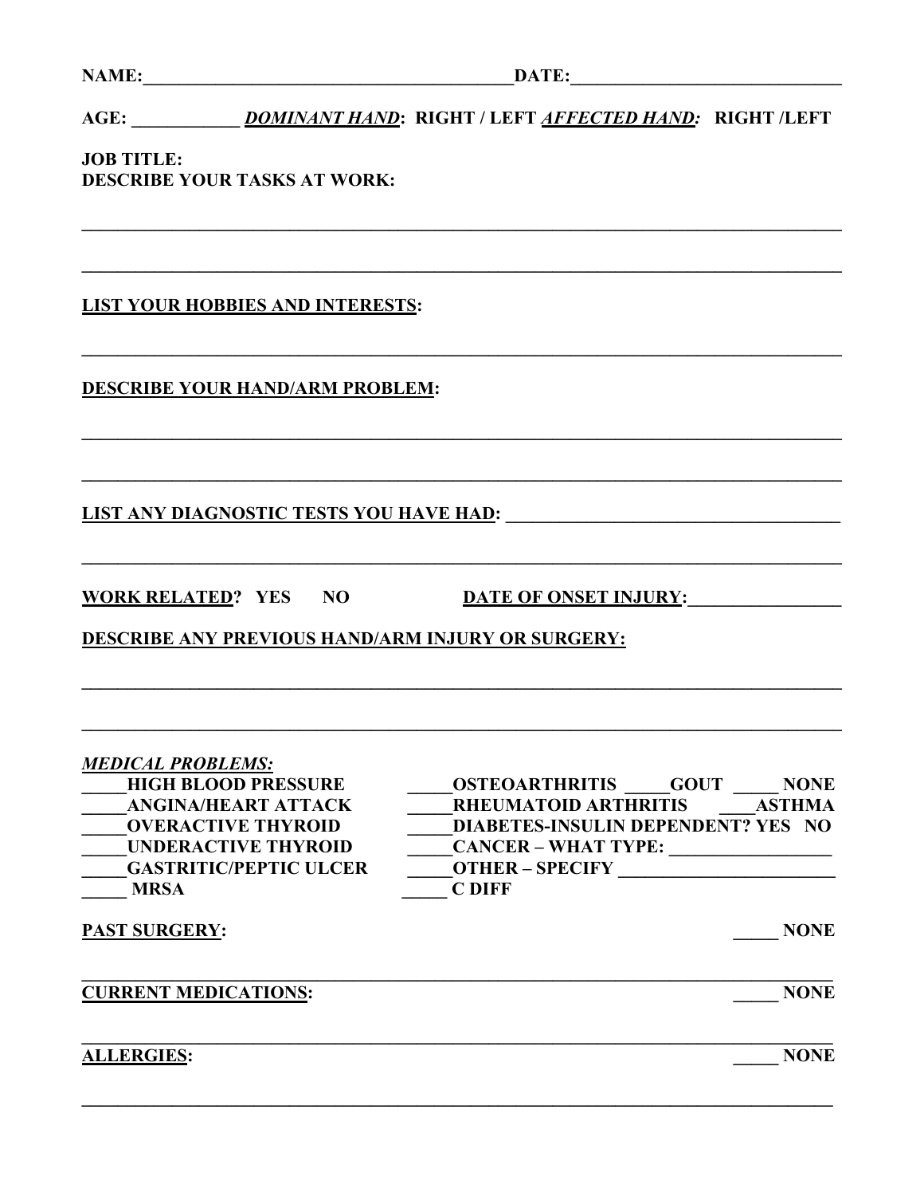**NAME:**_________________________________________**DATE:**______________________________

**AGE:** ____________ ***DOMINANT HAND*: RIGHT / LEFT *AFFECTED HAND:* RIGHT /LEFT**

**JOB TITLE:**
**DESCRIBE YOUR TASKS AT WORK:**

_____________________________________________________________________________________

_____________________________________________________________________________________

**LIST YOUR HOBBIES AND INTERESTS:**

_____________________________________________________________________________________

**DESCRIBE YOUR HAND/ARM PROBLEM:**

_____________________________________________________________________________________

_____________________________________________________________________________________

**LIST ANY DIAGNOSTIC TESTS YOU HAVE HAD:** _____________________________________

_____________________________________________________________________________________

**WORK RELATED? YES NO** **DATE OF ONSET INJURY:**_________________

**DESCRIBE ANY PREVIOUS HAND/ARM INJURY OR SURGERY:**

_____________________________________________________________________________________

_____________________________________________________________________________________

***MEDICAL PROBLEMS:***

**_____HIGH BLOOD PRESSURE**
**_____ANGINA/HEART ATTACK**
**_____OVERACTIVE THYROID**
**_____UNDERACTIVE THYROID**
**_____GASTRITIC/PEPTIC ULCER**
**_____ MRSA**
**_____OSTEOARTHRITIS _____GOUT _____ NONE**
**_____RHEUMATOID ARTHRITIS ____ASTHMA**
**_____DIABETES-INSULIN DEPENDENT? YES NO**
**_____CANCER – WHAT TYPE:** __________________
**_____OTHER – SPECIFY** ________________________
**_____ C DIFF**

**PAST SURGERY:** **_____ NONE**

_____________________________________________________________________________________

**CURRENT MEDICATIONS:** **_____ NONE**

_____________________________________________________________________________________

**ALLERGIES:** **_____ NONE**

_____________________________________________________________________________________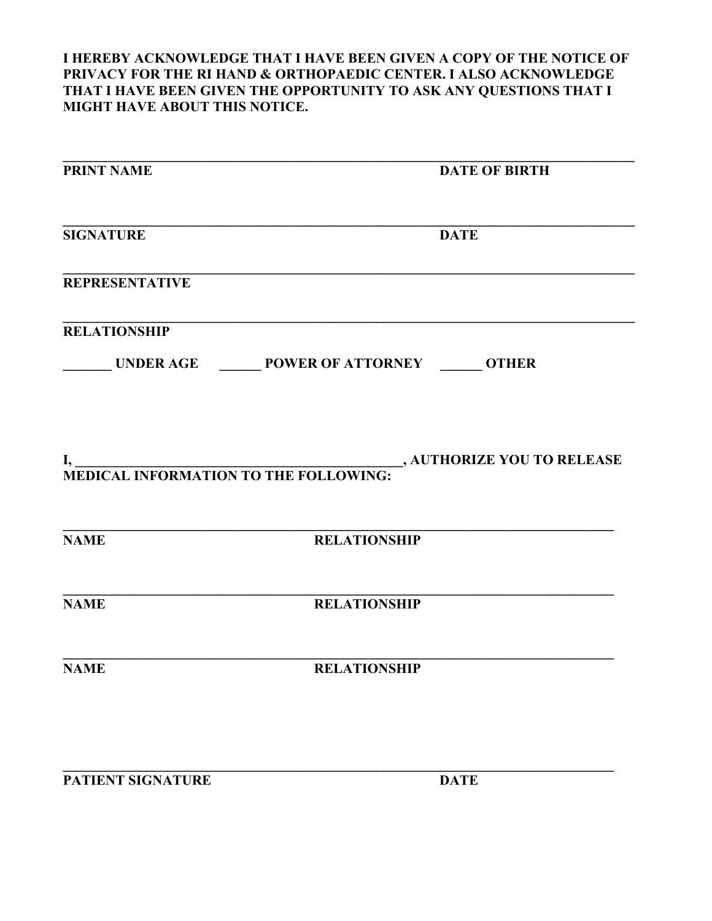**I HEREBY ACKNOWLEDGE THAT I HAVE BEEN GIVEN A COPY OF THE NOTICE OF PRIVACY FOR THE RI HAND & ORTHOPAEDIC CENTER. I ALSO ACKNOWLEDGE THAT I HAVE BEEN GIVEN THE OPPORTUNITY TO ASK ANY QUESTIONS THAT I MIGHT HAVE ABOUT THIS NOTICE.**

\_\_\_\_\_\_\_\_\_\_\_\_\_\_\_\_\_\_\_\_\_\_\_\_\_\_\_\_\_\_\_\_\_\_\_\_\_\_\_\_\_\_\_\_\_\_\_\_\_\_\_\_\_\_\_\_\_\_\_\_\_\_\_\_\_\_\_\_\_\_\_\_

**PRINT NAME** **DATE OF BIRTH**

\_\_\_\_\_\_\_\_\_\_\_\_\_\_\_\_\_\_\_\_\_\_\_\_\_\_\_\_\_\_\_\_\_\_\_\_\_\_\_\_\_\_\_\_\_\_\_\_\_\_\_\_\_\_\_\_\_\_\_\_\_\_\_\_\_\_\_\_\_\_\_\_

**SIGNATURE** **DATE**

\_\_\_\_\_\_\_\_\_\_\_\_\_\_\_\_\_\_\_\_\_\_\_\_\_\_\_\_\_\_\_\_\_\_\_\_\_\_\_\_\_\_\_\_\_\_\_\_\_\_\_\_\_\_\_\_\_\_\_\_\_\_\_\_\_\_\_\_\_\_\_\_

**REPRESENTATIVE**

\_\_\_\_\_\_\_\_\_\_\_\_\_\_\_\_\_\_\_\_\_\_\_\_\_\_\_\_\_\_\_\_\_\_\_\_\_\_\_\_\_\_\_\_\_\_\_\_\_\_\_\_\_\_\_\_\_\_\_\_\_\_\_\_\_\_\_\_\_\_\_\_

**RELATIONSHIP**

**\_\_\_\_\_\_\_ UNDER AGE \_\_\_\_\_\_ POWER OF ATTORNEY \_\_\_\_\_\_ OTHER**

**I, \_\_\_\_\_\_\_\_\_\_\_\_\_\_\_\_\_\_\_\_\_\_\_\_\_\_\_\_\_\_\_\_\_\_\_\_\_\_\_\_\_\_\_\_\_\_, AUTHORIZE YOU TO RELEASE MEDICAL INFORMATION TO THE FOLLOWING:**

\_\_\_\_\_\_\_\_\_\_\_\_\_\_\_\_\_\_\_\_\_\_\_\_\_\_\_\_\_\_\_\_\_\_\_\_\_\_\_\_\_\_\_\_\_\_\_\_\_\_\_\_\_\_\_\_\_\_\_\_\_\_\_\_\_\_\_\_\_\_\_\_

**NAME** **RELATIONSHIP**

\_\_\_\_\_\_\_\_\_\_\_\_\_\_\_\_\_\_\_\_\_\_\_\_\_\_\_\_\_\_\_\_\_\_\_\_\_\_\_\_\_\_\_\_\_\_\_\_\_\_\_\_\_\_\_\_\_\_\_\_\_\_\_\_\_\_\_\_\_\_\_\_

**NAME** **RELATIONSHIP**

\_\_\_\_\_\_\_\_\_\_\_\_\_\_\_\_\_\_\_\_\_\_\_\_\_\_\_\_\_\_\_\_\_\_\_\_\_\_\_\_\_\_\_\_\_\_\_\_\_\_\_\_\_\_\_\_\_\_\_\_\_\_\_\_\_\_\_\_\_\_\_\_

**NAME** **RELATIONSHIP**

\_\_\_\_\_\_\_\_\_\_\_\_\_\_\_\_\_\_\_\_\_\_\_\_\_\_\_\_\_\_\_\_\_\_\_\_\_\_\_\_\_\_\_\_\_\_\_\_\_\_\_\_\_\_\_\_\_\_\_\_\_\_\_\_\_\_\_\_\_\_\_\_

**PATIENT SIGNATURE** **DATE**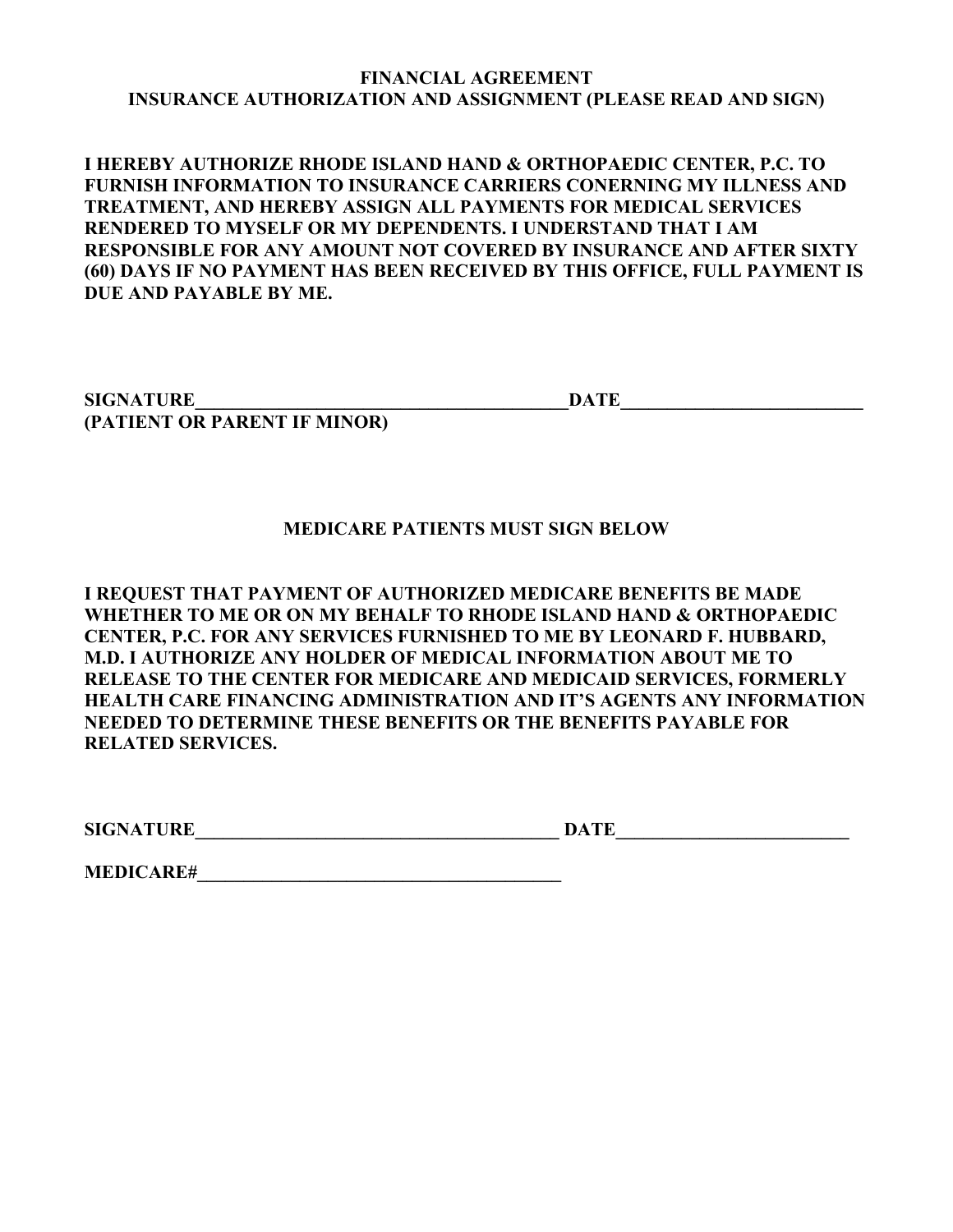## FINANCIAL AGREEMENT
## INSURANCE AUTHORIZATION AND ASSIGNMENT (PLEASE READ AND SIGN)

**I HEREBY AUTHORIZE RHODE ISLAND HAND & ORTHOPAEDIC CENTER, P.C. TO FURNISH INFORMATION TO INSURANCE CARRIERS CONERNING MY ILLNESS AND TREATMENT, AND HEREBY ASSIGN ALL PAYMENTS FOR MEDICAL SERVICES RENDERED TO MYSELF OR MY DEPENDENTS. I UNDERSTAND THAT I AM RESPONSIBLE FOR ANY AMOUNT NOT COVERED BY INSURANCE AND AFTER SIXTY (60) DAYS IF NO PAYMENT HAS BEEN RECEIVED BY THIS OFFICE, FULL PAYMENT IS DUE AND PAYABLE BY ME.**

**SIGNATURE\_\_\_\_\_\_\_\_\_\_\_\_\_\_\_\_\_\_\_\_\_\_\_\_\_\_\_\_\_\_\_\_\_\_\_\_\_\_\_\_\_\_DATE\_\_\_\_\_\_\_\_\_\_\_\_\_\_\_\_\_\_\_\_\_\_\_\_\_\_\_**
**(PATIENT OR PARENT IF MINOR)**

### MEDICARE PATIENTS MUST SIGN BELOW

**I REQUEST THAT PAYMENT OF AUTHORIZED MEDICARE BENEFITS BE MADE WHETHER TO ME OR ON MY BEHALF TO RHODE ISLAND HAND & ORTHOPAEDIC CENTER, P.C. FOR ANY SERVICES FURNISHED TO ME BY LEONARD F. HUBBARD, M.D. I AUTHORIZE ANY HOLDER OF MEDICAL INFORMATION ABOUT ME TO RELEASE TO THE CENTER FOR MEDICARE AND MEDICAID SERVICES, FORMERLY HEALTH CARE FINANCING ADMINISTRATION AND IT'S AGENTS ANY INFORMATION NEEDED TO DETERMINE THESE BENEFITS OR THE BENEFITS PAYABLE FOR RELATED SERVICES.**

**SIGNATURE\_\_\_\_\_\_\_\_\_\_\_\_\_\_\_\_\_\_\_\_\_\_\_\_\_\_\_\_\_\_\_\_\_\_\_\_\_\_\_\_ DATE\_\_\_\_\_\_\_\_\_\_\_\_\_\_\_\_\_\_\_\_\_\_\_\_\_\_**

**MEDICARE#\_\_\_\_\_\_\_\_\_\_\_\_\_\_\_\_\_\_\_\_\_\_\_\_\_\_\_\_\_\_\_\_\_\_\_\_\_\_\_\_**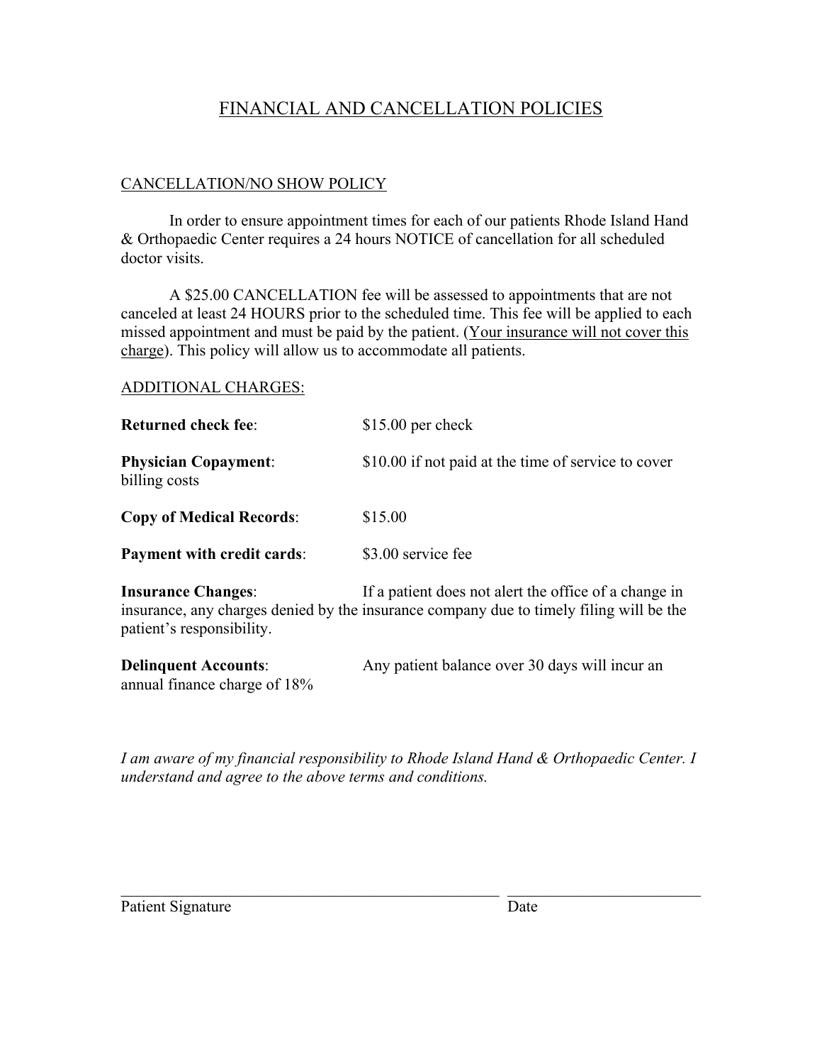# FINANCIAL AND CANCELLATION POLICIES

## CANCELLATION/NO SHOW POLICY

In order to ensure appointment times for each of our patients Rhode Island Hand & Orthopaedic Center requires a 24 hours NOTICE of cancellation for all scheduled doctor visits.

A $25.00 CANCELLATION fee will be assessed to appointments that are not canceled at least 24 HOURS prior to the scheduled time. This fee will be applied to each missed appointment and must be paid by the patient. (Your insurance will not cover this charge). This policy will allow us to accommodate all patients.

## ADDITIONAL CHARGES:

**Returned check fee**: $15.00 per check

**Physician Copayment**: $10.00 if not paid at the time of service to cover billing costs

**Copy of Medical Records**: $15.00

**Payment with credit cards**: $3.00 service fee

**Insurance Changes**: If a patient does not alert the office of a change in insurance, any charges denied by the insurance company due to timely filing will be the patient's responsibility.

**Delinquent Accounts**: Any patient balance over 30 days will incur an annual finance charge of 18%

*I am aware of my financial responsibility to Rhode Island Hand & Orthopaedic Center. I understand and agree to the above terms and conditions.*

\_\_\_\_\_\_\_\_\_\_\_\_\_\_\_\_\_\_\_\_\_\_\_\_\_\_\_\_\_\_\_\_\_\_\_\_ \_\_\_\_\_\_\_\_\_\_\_\_\_\_\_\_\_\_\_\_

Patient Signature Date